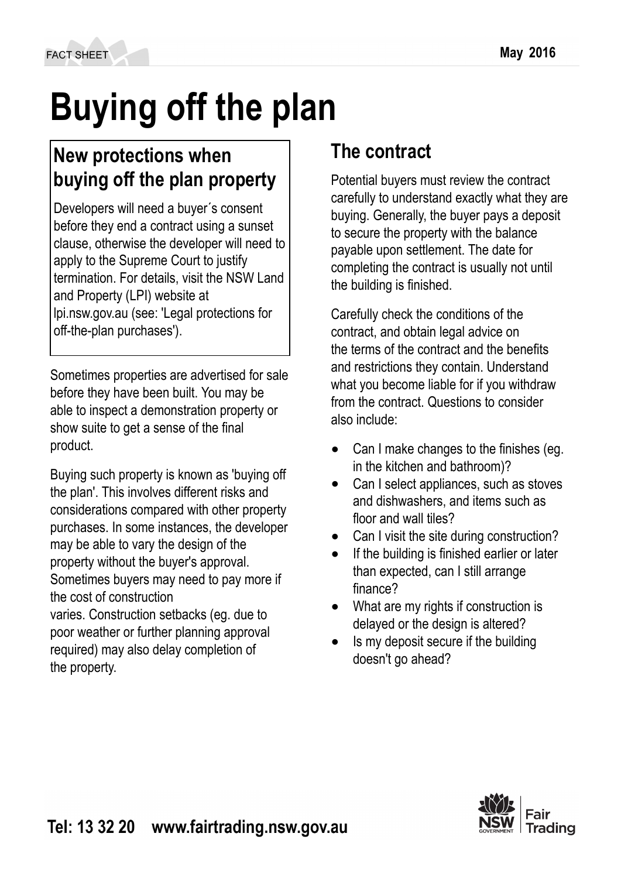# Buying off the plan

## New protections when buying off the plan property

Developers will need a buyer´s consent before they end a contract using a sunset clause, otherwise the developer will need to apply to the Supreme Court to justify termination. For details, visit the NSW Land and Property (LPI) website at lpi.nsw.gov.au (see: 'Legal protections for off-the-plan purchases').

Sometimes properties are advertised for sale before they have been built. You may be able to inspect a demonstration property or show suite to get a sense of the final product.

Buying such property is known as 'buying off the plan'. This involves different risks and considerations compared with other property purchases. In some instances, the developer may be able to vary the design of the property without the buyer's approval. Sometimes buyers may need to pay more if the cost of construction varies. Construction setbacks (eg. due to poor weather or further planning approval required) may also delay completion of the property.

## The contract

Potential buyers must review the contract carefully to understand exactly what they are buying. Generally, the buyer pays a deposit to secure the property with the balance payable upon settlement. The date for completing the contract is usually not until the building is finished.

Carefully check the conditions of the contract, and obtain legal advice on the terms of the contract and the benefits and restrictions they contain. Understand what you become liable for if you withdraw from the contract. Questions to consider also include:

- Can I make changes to the finishes (eg. in the kitchen and bathroom)?
- Can I select appliances, such as stoves and dishwashers, and items such as floor and wall tiles?
- Can I visit the site during construction?
- If the building is finished earlier or later than expected, can I still arrange finance?
- What are my rights if construction is delayed or the design is altered?
- Is my deposit secure if the building doesn't go ahead?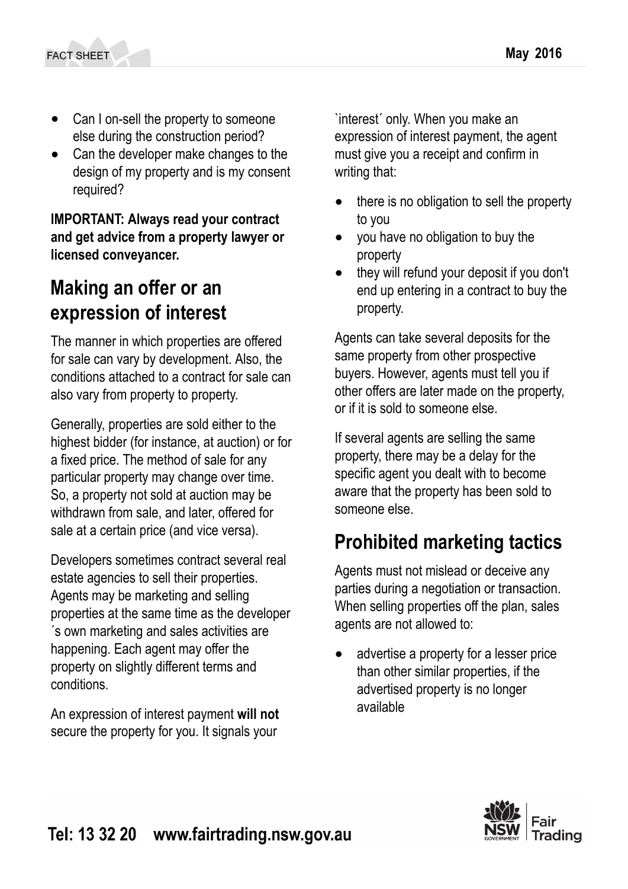- Can I on-sell the property to someone else during the construction period?
- Can the developer make changes to the design of my property and is my consent required?

**IMPORTANT: Always read your contract and get advice from a property lawyer or licensed conveyancer.**

## Making an offer or an expression of interest

The manner in which properties are offered for sale can vary by development. Also, the conditions attached to a contract for sale can also vary from property to property.

Generally, properties are sold either to the highest bidder (for instance, at auction) or for a fixed price. The method of sale for any particular property may change over time. So, a property not sold at auction may be withdrawn from sale, and later, offered for sale at a certain price (and vice versa).

Developers sometimes contract several real estate agencies to sell their properties. Agents may be marketing and selling properties at the same time as the developer ´s own marketing and sales activities are happening. Each agent may offer the property on slightly different terms and conditions.

An expression of interest payment **will not** secure the property for you. It signals your `interest´ only. When you make an expression of interest payment, the agent must give you a receipt and confirm in writing that:

- there is no obligation to sell the property to you
- you have no obligation to buy the property
- they will refund your deposit if you don't end up entering in a contract to buy the property.

Agents can take several deposits for the same property from other prospective buyers. However, agents must tell you if other offers are later made on the property, or if it is sold to someone else.

If several agents are selling the same property, there may be a delay for the specific agent you dealt with to become aware that the property has been sold to someone else.

## Prohibited marketing tactics

Agents must not mislead or deceive any parties during a negotiation or transaction. When selling properties off the plan, sales agents are not allowed to:

- advertise a property for a lesser price than other similar properties, if the advertised property is no longer available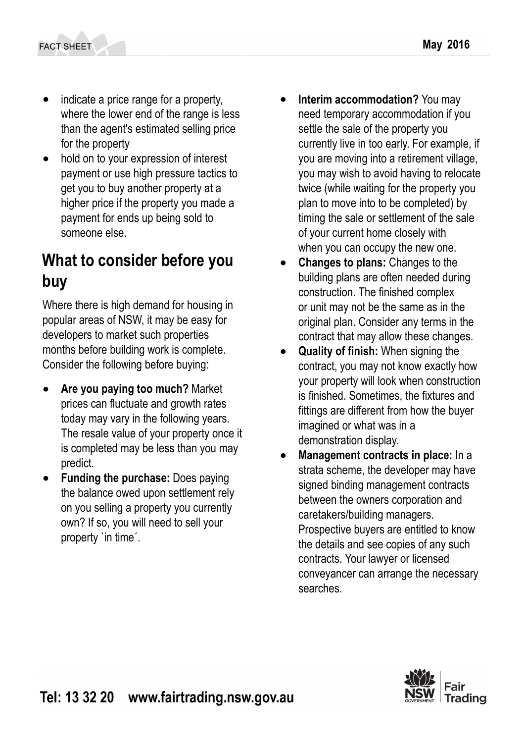- indicate a price range for a property, where the lower end of the range is less than the agent's estimated selling price for the property
- hold on to your expression of interest payment or use high pressure tactics to get you to buy another property at a higher price if the property you made a payment for ends up being sold to someone else.

## What to consider before you buy

Where there is high demand for housing in popular areas of NSW, it may be easy for developers to market such properties months before building work is complete. Consider the following before buying:

- **Are you paying too much?** Market prices can fluctuate and growth rates today may vary in the following years. The resale value of your property once it is completed may be less than you may predict.
- **Funding the purchase:** Does paying the balance owed upon settlement rely on you selling a property you currently own? If so, you will need to sell your property `in time´.
- **Interim accommodation?** You may need temporary accommodation if you settle the sale of the property you currently live in too early. For example, if you are moving into a retirement village, you may wish to avoid having to relocate twice (while waiting for the property you plan to move into to be completed) by timing the sale or settlement of the sale of your current home closely with when you can occupy the new one.
- **Changes to plans:** Changes to the building plans are often needed during construction. The finished complex or unit may not be the same as in the original plan. Consider any terms in the contract that may allow these changes.
- **Quality of finish:** When signing the contract, you may not know exactly how your property will look when construction is finished. Sometimes, the fixtures and fittings are different from how the buyer imagined or what was in a demonstration display.
- **Management contracts in place:** In a strata scheme, the developer may have signed binding management contracts between the owners corporation and caretakers/building managers. Prospective buyers are entitled to know the details and see copies of any such contracts. Your lawyer or licensed conveyancer can arrange the necessary searches.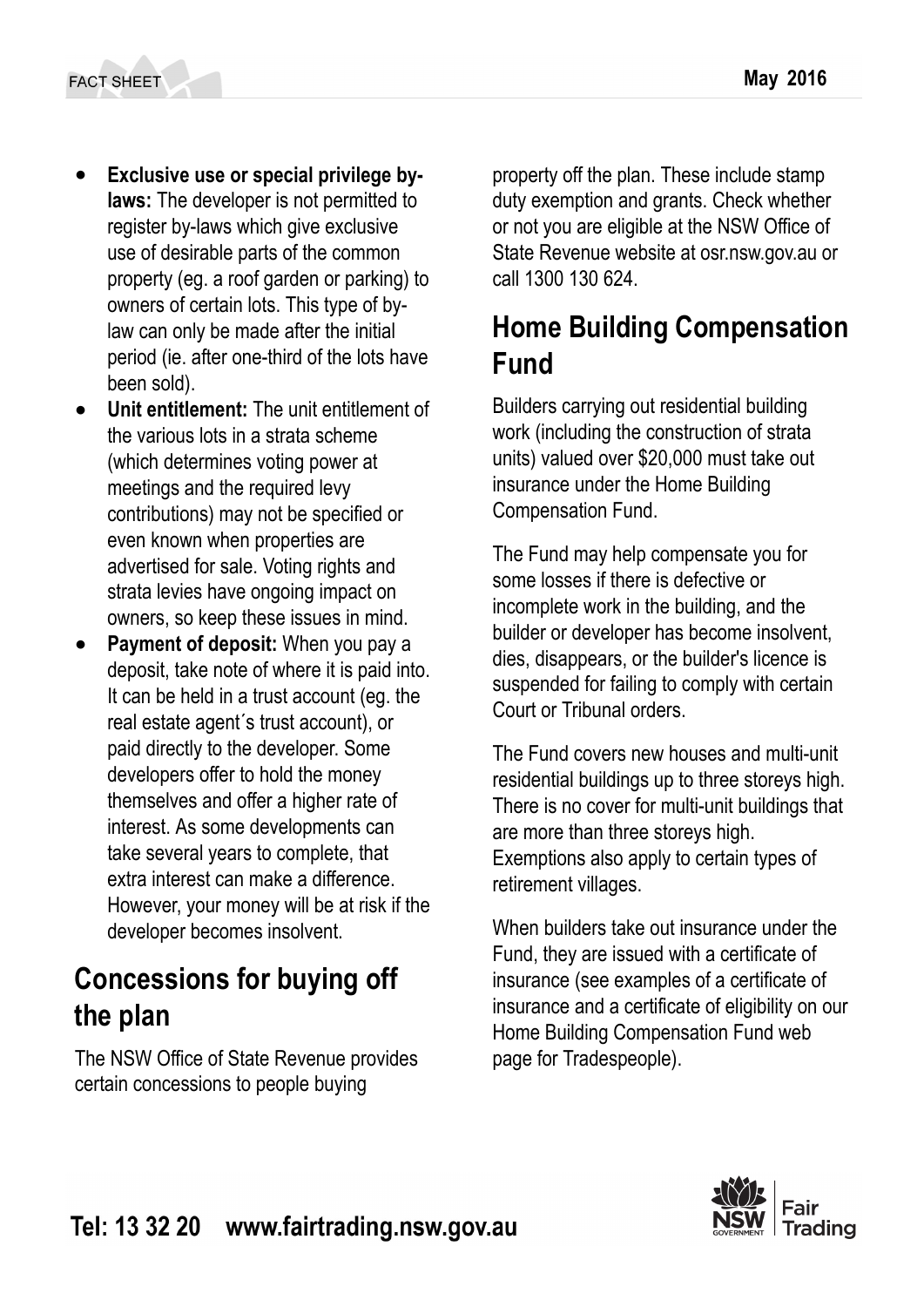- **Exclusive use or special privilege by-laws:** The developer is not permitted to register by-laws which give exclusive use of desirable parts of the common property (eg. a roof garden or parking) to owners of certain lots. This type of by-law can only be made after the initial period (ie. after one-third of the lots have been sold).
- **Unit entitlement:** The unit entitlement of the various lots in a strata scheme (which determines voting power at meetings and the required levy contributions) may not be specified or even known when properties are advertised for sale. Voting rights and strata levies have ongoing impact on owners, so keep these issues in mind.
- **Payment of deposit:** When you pay a deposit, take note of where it is paid into. It can be held in a trust account (eg. the real estate agent´s trust account), or paid directly to the developer. Some developers offer to hold the money themselves and offer a higher rate of interest. As some developments can take several years to complete, that extra interest can make a difference. However, your money will be at risk if the developer becomes insolvent.

## Concessions for buying off the plan

The NSW Office of State Revenue provides certain concessions to people buying property off the plan. These include stamp duty exemption and grants. Check whether or not you are eligible at the NSW Office of State Revenue website at osr.nsw.gov.au or call 1300 130 624.

## Home Building Compensation Fund

Builders carrying out residential building work (including the construction of strata units) valued over $20,000 must take out insurance under the Home Building Compensation Fund.

The Fund may help compensate you for some losses if there is defective or incomplete work in the building, and the builder or developer has become insolvent, dies, disappears, or the builder's licence is suspended for failing to comply with certain Court or Tribunal orders.

The Fund covers new houses and multi-unit residential buildings up to three storeys high. There is no cover for multi-unit buildings that are more than three storeys high. Exemptions also apply to certain types of retirement villages.

When builders take out insurance under the Fund, they are issued with a certificate of insurance (see examples of a certificate of insurance and a certificate of eligibility on our Home Building Compensation Fund web page for Tradespeople).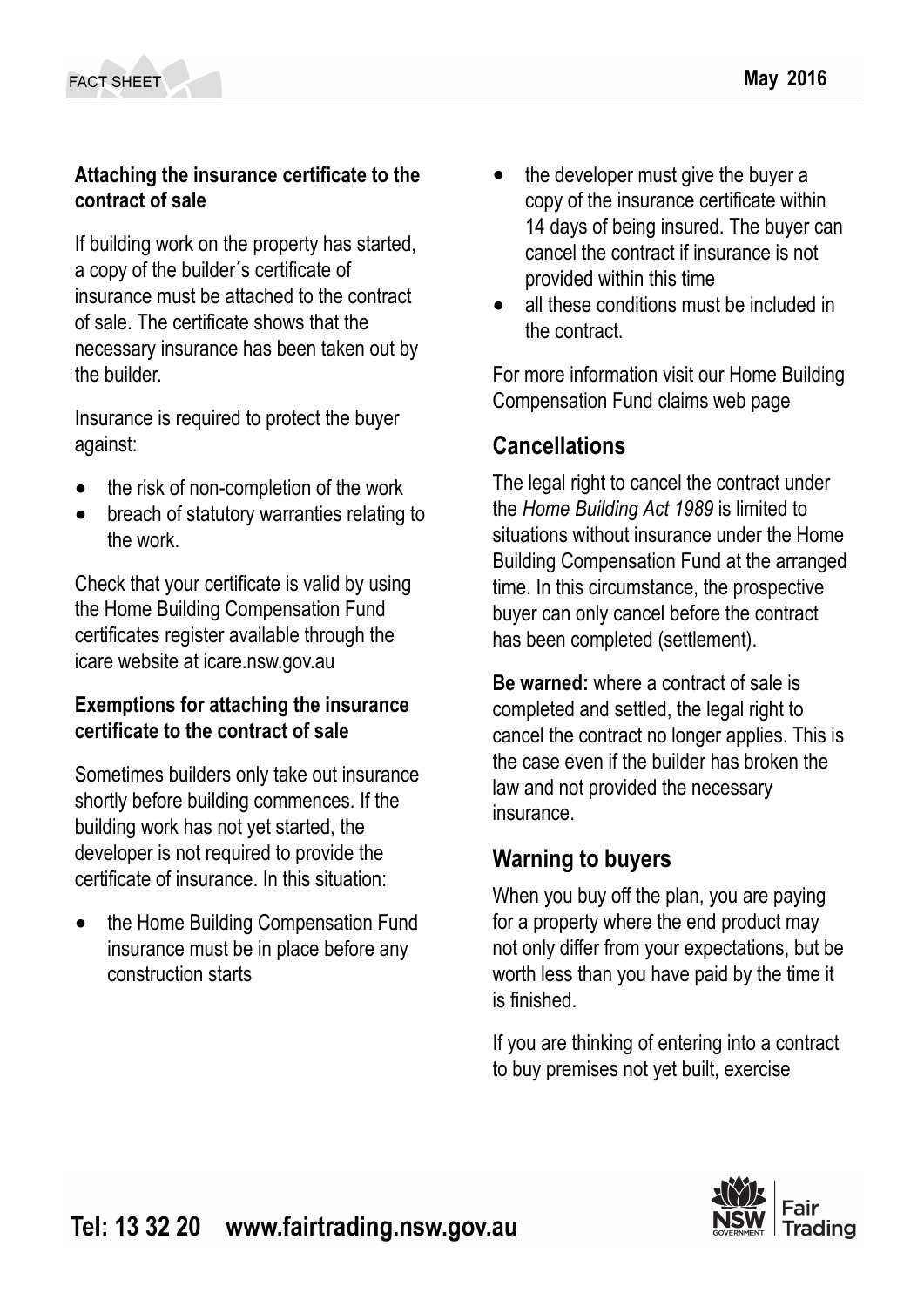### Attaching the insurance certificate to the contract of sale

If building work on the property has started, a copy of the builder´s certificate of insurance must be attached to the contract of sale. The certificate shows that the necessary insurance has been taken out by the builder.

Insurance is required to protect the buyer against:

- the risk of non-completion of the work
- breach of statutory warranties relating to the work.

Check that your certificate is valid by using the Home Building Compensation Fund certificates register available through the icare website at icare.nsw.gov.au

### Exemptions for attaching the insurance certificate to the contract of sale

Sometimes builders only take out insurance shortly before building commences. If the building work has not yet started, the developer is not required to provide the certificate of insurance. In this situation:

- the Home Building Compensation Fund insurance must be in place before any construction starts
- the developer must give the buyer a copy of the insurance certificate within 14 days of being insured. The buyer can cancel the contract if insurance is not provided within this time
- all these conditions must be included in the contract.

For more information visit our Home Building Compensation Fund claims web page

## Cancellations

The legal right to cancel the contract under the *Home Building Act 1989* is limited to situations without insurance under the Home Building Compensation Fund at the arranged time. In this circumstance, the prospective buyer can only cancel before the contract has been completed (settlement).

**Be warned:** where a contract of sale is completed and settled, the legal right to cancel the contract no longer applies. This is the case even if the builder has broken the law and not provided the necessary insurance.

## Warning to buyers

When you buy off the plan, you are paying for a property where the end product may not only differ from your expectations, but be worth less than you have paid by the time it is finished.

If you are thinking of entering into a contract to buy premises not yet built, exercise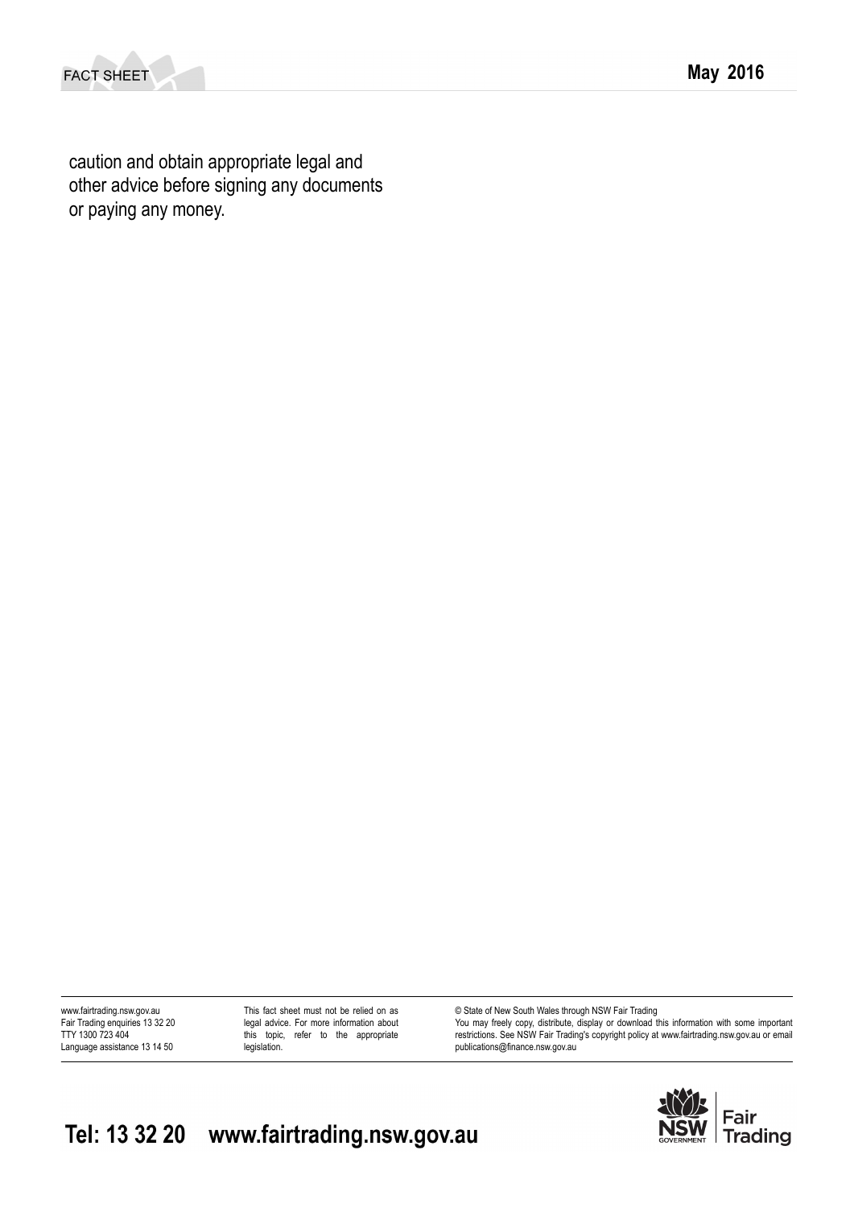caution and obtain appropriate legal and other advice before signing any documents or paying any money.

www.fairtrading.nsw.gov.au
Fair Trading enquiries 13 32 20
TTY 1300 723 404
Language assistance 13 14 50

This fact sheet must not be relied on as legal advice. For more information about this topic, refer to the appropriate legislation.

© State of New South Wales through NSW Fair Trading
You may freely copy, distribute, display or download this information with some important restrictions. See NSW Fair Trading's copyright policy at www.fairtrading.nsw.gov.au or email publications@finance.nsw.gov.au

**Tel: 13 32 20 www.fairtrading.nsw.gov.au**